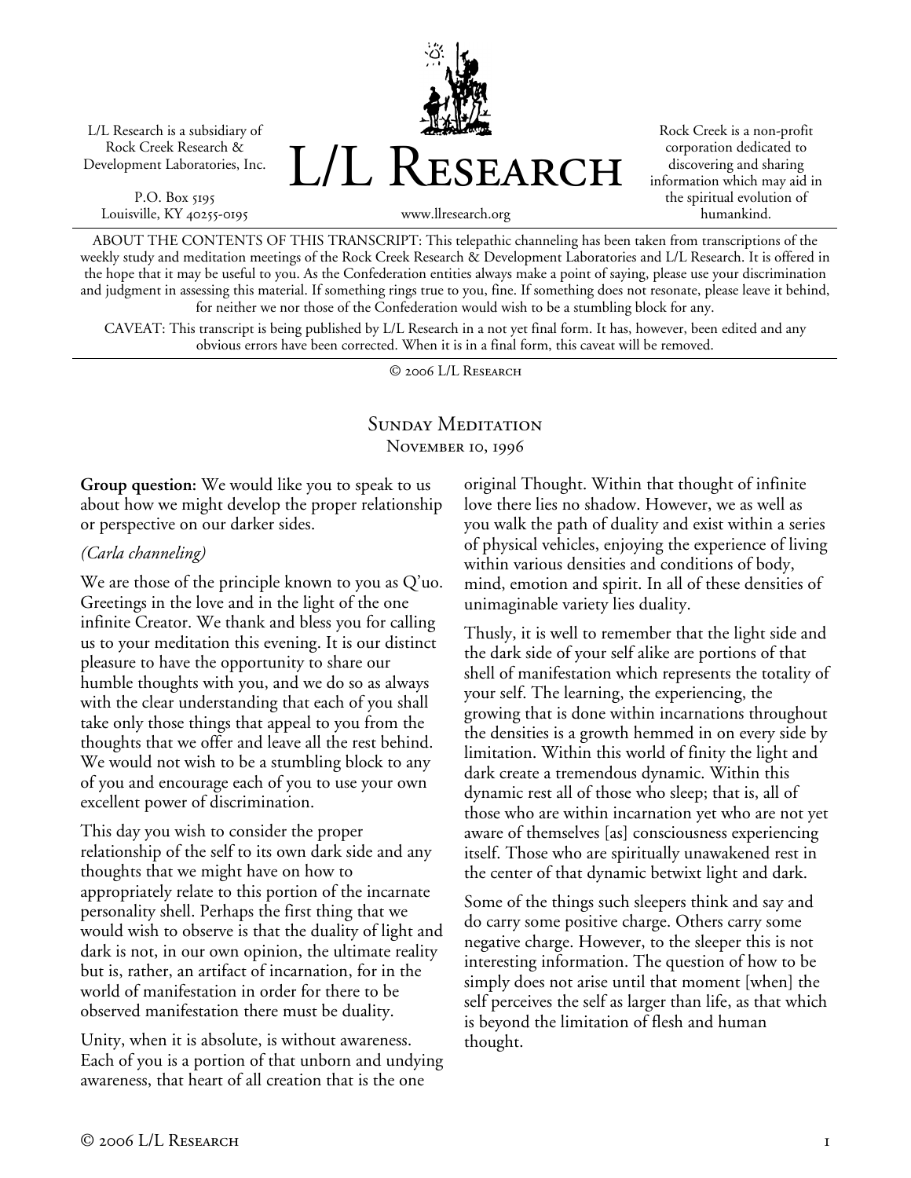L/L Research is a subsidiary of Rock Creek Research & Development Laboratories, Inc.

P.O. Box 5195
Louisville, KY 40255-0195

# L/L Research

www.llresearch.org

Rock Creek is a non-profit corporation dedicated to discovering and sharing information which may aid in the spiritual evolution of humankind.

ABOUT THE CONTENTS OF THIS TRANSCRIPT: This telepathic channeling has been taken from transcriptions of the weekly study and meditation meetings of the Rock Creek Research & Development Laboratories and L/L Research. It is offered in the hope that it may be useful to you. As the Confederation entities always make a point of saying, please use your discrimination and judgment in assessing this material. If something rings true to you, fine. If something does not resonate, please leave it behind, for neither we nor those of the Confederation would wish to be a stumbling block for any.

CAVEAT: This transcript is being published by L/L Research in a not yet final form. It has, however, been edited and any obvious errors have been corrected. When it is in a final form, this caveat will be removed.

© 2006 L/L Research

## Sunday Meditation
November 10, 1996

**Group question:** We would like you to speak to us about how we might develop the proper relationship or perspective on our darker sides.

*(Carla channeling)*

We are those of the principle known to you as Q'uo. Greetings in the love and in the light of the one infinite Creator. We thank and bless you for calling us to your meditation this evening. It is our distinct pleasure to have the opportunity to share our humble thoughts with you, and we do so as always with the clear understanding that each of you shall take only those things that appeal to you from the thoughts that we offer and leave all the rest behind. We would not wish to be a stumbling block to any of you and encourage each of you to use your own excellent power of discrimination.

This day you wish to consider the proper relationship of the self to its own dark side and any thoughts that we might have on how to appropriately relate to this portion of the incarnate personality shell. Perhaps the first thing that we would wish to observe is that the duality of light and dark is not, in our own opinion, the ultimate reality but is, rather, an artifact of incarnation, for in the world of manifestation in order for there to be observed manifestation there must be duality.

Unity, when it is absolute, is without awareness. Each of you is a portion of that unborn and undying awareness, that heart of all creation that is the one original Thought. Within that thought of infinite love there lies no shadow. However, we as well as you walk the path of duality and exist within a series of physical vehicles, enjoying the experience of living within various densities and conditions of body, mind, emotion and spirit. In all of these densities of unimaginable variety lies duality.

Thusly, it is well to remember that the light side and the dark side of your self alike are portions of that shell of manifestation which represents the totality of your self. The learning, the experiencing, the growing that is done within incarnations throughout the densities is a growth hemmed in on every side by limitation. Within this world of finity the light and dark create a tremendous dynamic. Within this dynamic rest all of those who sleep; that is, all of those who are within incarnation yet who are not yet aware of themselves [as] consciousness experiencing itself. Those who are spiritually unawakened rest in the center of that dynamic betwixt light and dark.

Some of the things such sleepers think and say and do carry some positive charge. Others carry some negative charge. However, to the sleeper this is not interesting information. The question of how to be simply does not arise until that moment [when] the self perceives the self as larger than life, as that which is beyond the limitation of flesh and human thought.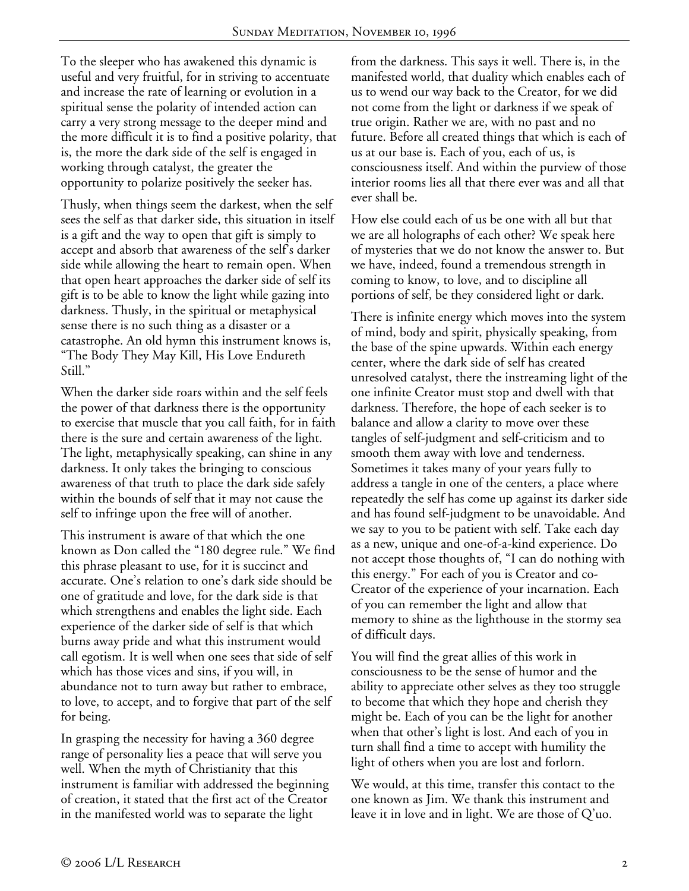To the sleeper who has awakened this dynamic is useful and very fruitful, for in striving to accentuate and increase the rate of learning or evolution in a spiritual sense the polarity of intended action can carry a very strong message to the deeper mind and the more difficult it is to find a positive polarity, that is, the more the dark side of the self is engaged in working through catalyst, the greater the opportunity to polarize positively the seeker has.

Thusly, when things seem the darkest, when the self sees the self as that darker side, this situation in itself is a gift and the way to open that gift is simply to accept and absorb that awareness of the self's darker side while allowing the heart to remain open. When that open heart approaches the darker side of self its gift is to be able to know the light while gazing into darkness. Thusly, in the spiritual or metaphysical sense there is no such thing as a disaster or a catastrophe. An old hymn this instrument knows is, "The Body They May Kill, His Love Endureth Still."

When the darker side roars within and the self feels the power of that darkness there is the opportunity to exercise that muscle that you call faith, for in faith there is the sure and certain awareness of the light. The light, metaphysically speaking, can shine in any darkness. It only takes the bringing to conscious awareness of that truth to place the dark side safely within the bounds of self that it may not cause the self to infringe upon the free will of another.

This instrument is aware of that which the one known as Don called the "180 degree rule." We find this phrase pleasant to use, for it is succinct and accurate. One's relation to one's dark side should be one of gratitude and love, for the dark side is that which strengthens and enables the light side. Each experience of the darker side of self is that which burns away pride and what this instrument would call egotism. It is well when one sees that side of self which has those vices and sins, if you will, in abundance not to turn away but rather to embrace, to love, to accept, and to forgive that part of the self for being.

In grasping the necessity for having a 360 degree range of personality lies a peace that will serve you well. When the myth of Christianity that this instrument is familiar with addressed the beginning of creation, it stated that the first act of the Creator in the manifested world was to separate the light from the darkness. This says it well. There is, in the manifested world, that duality which enables each of us to wend our way back to the Creator, for we did not come from the light or darkness if we speak of true origin. Rather we are, with no past and no future. Before all created things that which is each of us at our base is. Each of you, each of us, is consciousness itself. And within the purview of those interior rooms lies all that there ever was and all that ever shall be.

How else could each of us be one with all but that we are all holographs of each other? We speak here of mysteries that we do not know the answer to. But we have, indeed, found a tremendous strength in coming to know, to love, and to discipline all portions of self, be they considered light or dark.

There is infinite energy which moves into the system of mind, body and spirit, physically speaking, from the base of the spine upwards. Within each energy center, where the dark side of self has created unresolved catalyst, there the instreaming light of the one infinite Creator must stop and dwell with that darkness. Therefore, the hope of each seeker is to balance and allow a clarity to move over these tangles of self-judgment and self-criticism and to smooth them away with love and tenderness. Sometimes it takes many of your years fully to address a tangle in one of the centers, a place where repeatedly the self has come up against its darker side and has found self-judgment to be unavoidable. And we say to you to be patient with self. Take each day as a new, unique and one-of-a-kind experience. Do not accept those thoughts of, "I can do nothing with this energy." For each of you is Creator and co-Creator of the experience of your incarnation. Each of you can remember the light and allow that memory to shine as the lighthouse in the stormy sea of difficult days.

You will find the great allies of this work in consciousness to be the sense of humor and the ability to appreciate other selves as they too struggle to become that which they hope and cherish they might be. Each of you can be the light for another when that other's light is lost. And each of you in turn shall find a time to accept with humility the light of others when you are lost and forlorn.

We would, at this time, transfer this contact to the one known as Jim. We thank this instrument and leave it in love and in light. We are those of Q'uo.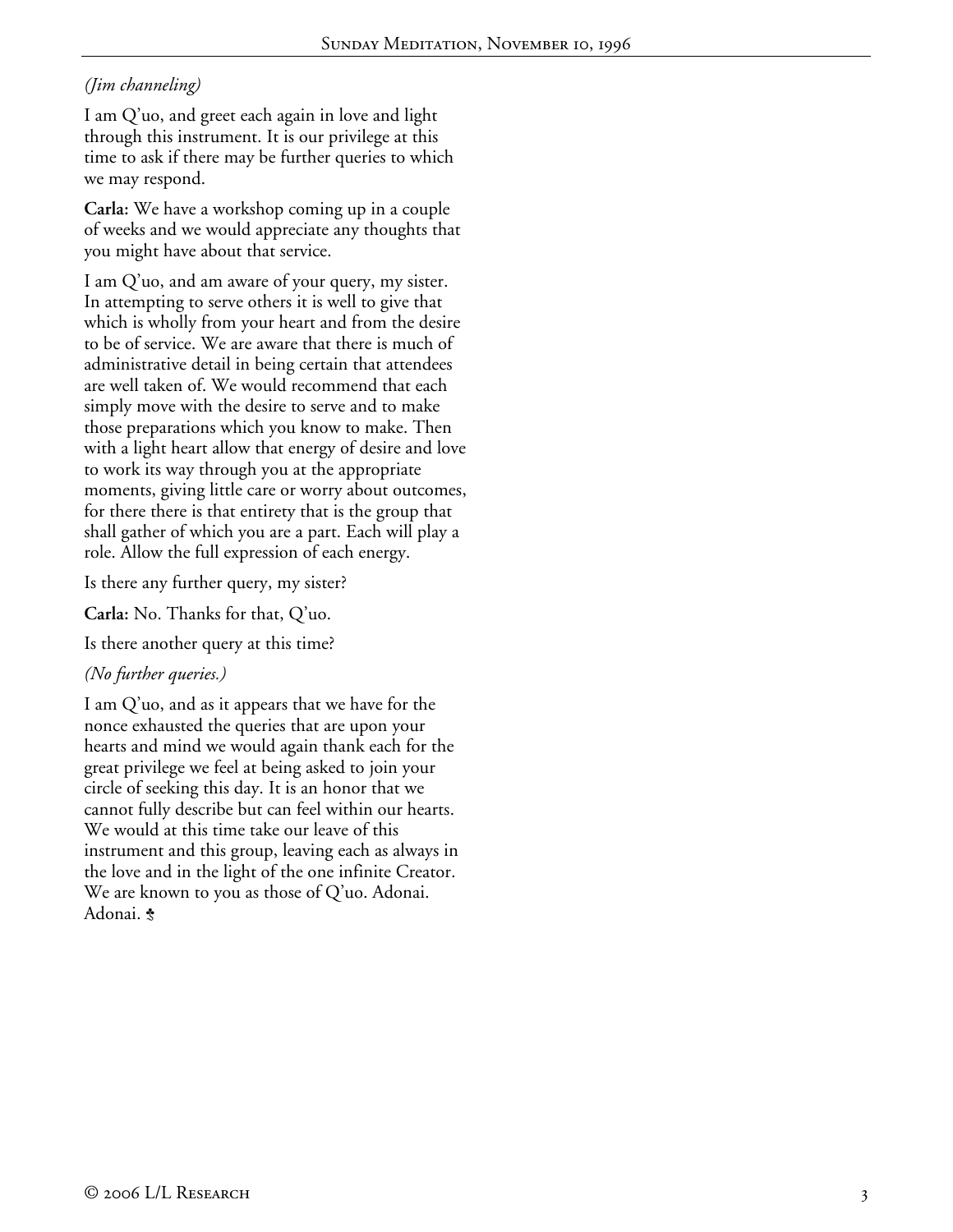*(Jim channeling)*

I am Q'uo, and greet each again in love and light through this instrument. It is our privilege at this time to ask if there may be further queries to which we may respond.

**Carla:** We have a workshop coming up in a couple of weeks and we would appreciate any thoughts that you might have about that service.

I am Q'uo, and am aware of your query, my sister. In attempting to serve others it is well to give that which is wholly from your heart and from the desire to be of service. We are aware that there is much of administrative detail in being certain that attendees are well taken of. We would recommend that each simply move with the desire to serve and to make those preparations which you know to make. Then with a light heart allow that energy of desire and love to work its way through you at the appropriate moments, giving little care or worry about outcomes, for there there is that entirety that is the group that shall gather of which you are a part. Each will play a role. Allow the full expression of each energy.

Is there any further query, my sister?

**Carla:** No. Thanks for that, Q'uo.

Is there another query at this time?

*(No further queries.)*

I am Q'uo, and as it appears that we have for the nonce exhausted the queries that are upon your hearts and mind we would again thank each for the great privilege we feel at being asked to join your circle of seeking this day. It is an honor that we cannot fully describe but can feel within our hearts. We would at this time take our leave of this instrument and this group, leaving each as always in the love and in the light of the one infinite Creator. We are known to you as those of Q'uo. Adonai. Adonai.